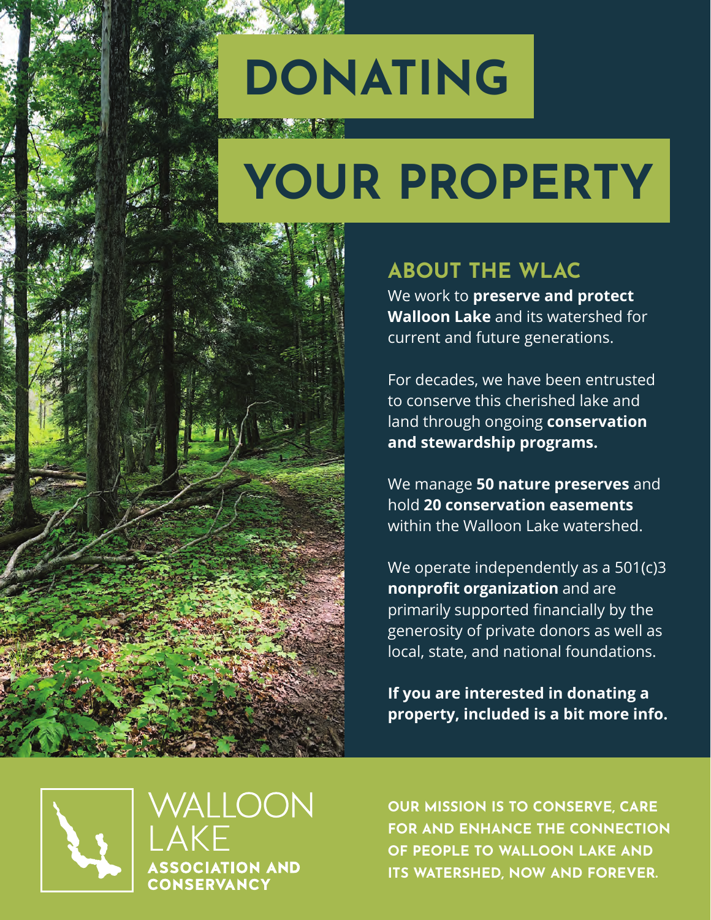# DONATING YOUR PROPERTY

## ABOUT THE WLAC

We work to **preserve and protect Walloon Lake** and its watershed for current and future generations.

For decades, we have been entrusted to conserve this cherished lake and land through ongoing **conservation and stewardship programs.**

We manage **50 nature preserves** and hold **20 conservation easements** within the Walloon Lake watershed.

We operate independently as a 501(c)3 **nonprofit organization** and are primarily supported financially by the generosity of private donors as well as local, state, and national foundations.

**If you are interested in donating a property, included is a bit more info.**

WALLOON LAKE ASSOCIATION AND CONSERVANCY

OUR MISSION IS TO CONSERVE, CARE FOR AND ENHANCE THE CONNECTION OF PEOPLE TO WALLOON LAKE AND ITS WATERSHED, NOW AND FOREVER.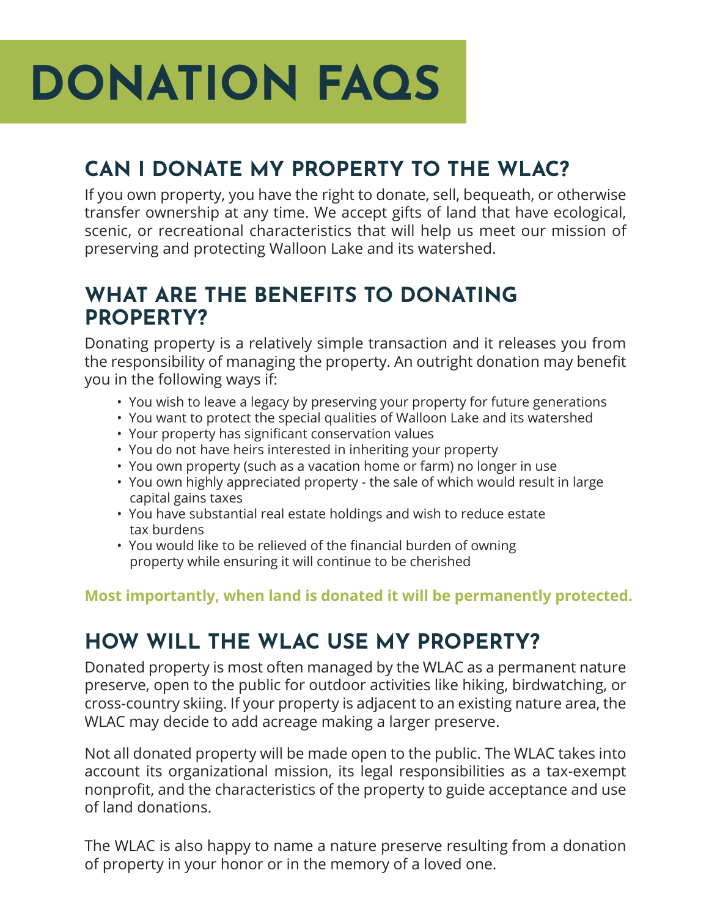# DONATION FAQS

## CAN I DONATE MY PROPERTY TO THE WLAC?

If you own property, you have the right to donate, sell, bequeath, or otherwise transfer ownership at any time. We accept gifts of land that have ecological, scenic, or recreational characteristics that will help us meet our mission of preserving and protecting Walloon Lake and its watershed.

## WHAT ARE THE BENEFITS TO DONATING PROPERTY?

Donating property is a relatively simple transaction and it releases you from the responsibility of managing the property. An outright donation may benefit you in the following ways if:

- You wish to leave a legacy by preserving your property for future generations
- You want to protect the special qualities of Walloon Lake and its watershed
- Your property has significant conservation values
- You do not have heirs interested in inheriting your property
- You own property (such as a vacation home or farm) no longer in use
- You own highly appreciated property - the sale of which would result in large capital gains taxes
- You have substantial real estate holdings and wish to reduce estate tax burdens
- You would like to be relieved of the financial burden of owning property while ensuring it will continue to be cherished

**Most importantly, when land is donated it will be permanently protected.**

## HOW WILL THE WLAC USE MY PROPERTY?

Donated property is most often managed by the WLAC as a permanent nature preserve, open to the public for outdoor activities like hiking, birdwatching, or cross-country skiing. If your property is adjacent to an existing nature area, the WLAC may decide to add acreage making a larger preserve.

Not all donated property will be made open to the public. The WLAC takes into account its organizational mission, its legal responsibilities as a tax-exempt nonprofit, and the characteristics of the property to guide acceptance and use of land donations.

The WLAC is also happy to name a nature preserve resulting from a donation of property in your honor or in the memory of a loved one.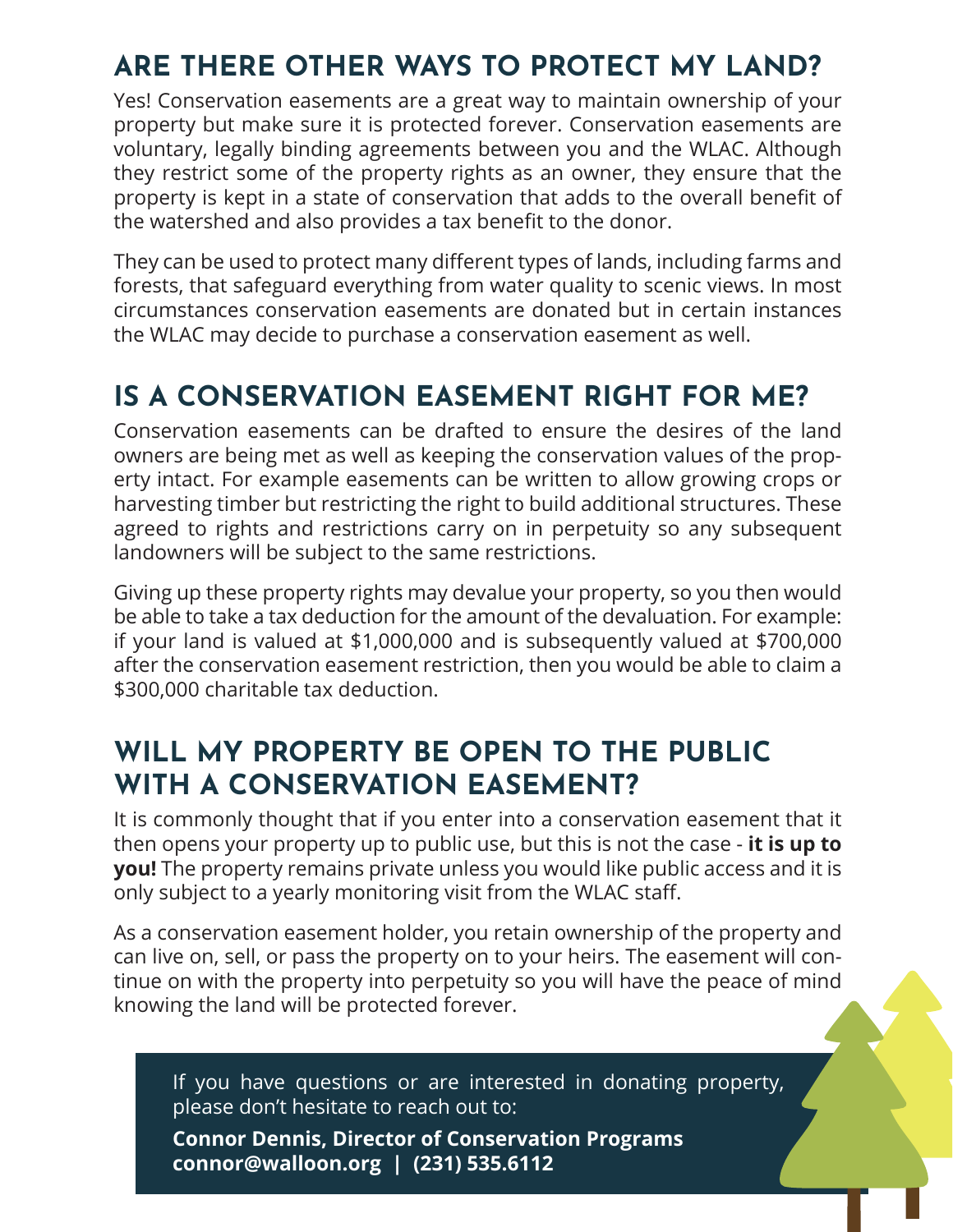## ARE THERE OTHER WAYS TO PROTECT MY LAND?

Yes! Conservation easements are a great way to maintain ownership of your property but make sure it is protected forever. Conservation easements are voluntary, legally binding agreements between you and the WLAC. Although they restrict some of the property rights as an owner, they ensure that the property is kept in a state of conservation that adds to the overall benefit of the watershed and also provides a tax benefit to the donor.

They can be used to protect many different types of lands, including farms and forests, that safeguard everything from water quality to scenic views. In most circumstances conservation easements are donated but in certain instances the WLAC may decide to purchase a conservation easement as well.

## IS A CONSERVATION EASEMENT RIGHT FOR ME?

Conservation easements can be drafted to ensure the desires of the land owners are being met as well as keeping the conservation values of the property intact. For example easements can be written to allow growing crops or harvesting timber but restricting the right to build additional structures. These agreed to rights and restrictions carry on in perpetuity so any subsequent landowners will be subject to the same restrictions.

Giving up these property rights may devalue your property, so you then would be able to take a tax deduction for the amount of the devaluation. For example: if your land is valued at $1,000,000 and is subsequently valued at $700,000 after the conservation easement restriction, then you would be able to claim a $300,000 charitable tax deduction.

## WILL MY PROPERTY BE OPEN TO THE PUBLIC WITH A CONSERVATION EASEMENT?

It is commonly thought that if you enter into a conservation easement that it then opens your property up to public use, but this is not the case - **it is up to you!** The property remains private unless you would like public access and it is only subject to a yearly monitoring visit from the WLAC staff.

As a conservation easement holder, you retain ownership of the property and can live on, sell, or pass the property on to your heirs. The easement will continue on with the property into perpetuity so you will have the peace of mind knowing the land will be protected forever.

If you have questions or are interested in donating property, please don't hesitate to reach out to:

**Connor Dennis, Director of Conservation Programs**
**connor@walloon.org | (231) 535.6112**